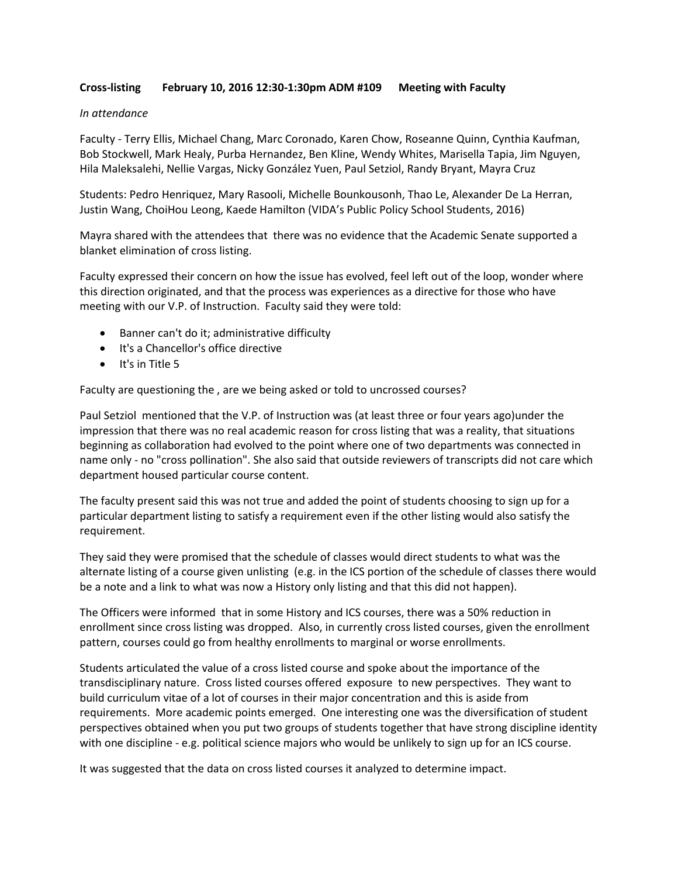**Cross-listing February 10, 2016 12:30-1:30pm ADM #109 Meeting with Faculty**

*In attendance*

Faculty - Terry Ellis, Michael Chang, Marc Coronado, Karen Chow, Roseanne Quinn, Cynthia Kaufman, Bob Stockwell, Mark Healy, Purba Hernandez, Ben Kline, Wendy Whites, Marisella Tapia, Jim Nguyen, Hila Maleksalehi, Nellie Vargas, Nicky González Yuen, Paul Setziol, Randy Bryant, Mayra Cruz

Students: Pedro Henriquez, Mary Rasooli, Michelle Bounkousonh, Thao Le, Alexander De La Herran, Justin Wang, ChoiHou Leong, Kaede Hamilton (VIDA's Public Policy School Students, 2016)

Mayra shared with the attendees that there was no evidence that the Academic Senate supported a blanket elimination of cross listing.

Faculty expressed their concern on how the issue has evolved, feel left out of the loop, wonder where this direction originated, and that the process was experiences as a directive for those who have meeting with our V.P. of Instruction. Faculty said they were told:

- Banner can't do it; administrative difficulty
- It's a Chancellor's office directive
- It's in Title 5

Faculty are questioning the , are we being asked or told to uncrossed courses?

Paul Setziol mentioned that the V.P. of Instruction was (at least three or four years ago)under the impression that there was no real academic reason for cross listing that was a reality, that situations beginning as collaboration had evolved to the point where one of two departments was connected in name only - no "cross pollination". She also said that outside reviewers of transcripts did not care which department housed particular course content.

The faculty present said this was not true and added the point of students choosing to sign up for a particular department listing to satisfy a requirement even if the other listing would also satisfy the requirement.

They said they were promised that the schedule of classes would direct students to what was the alternate listing of a course given unlisting (e.g. in the ICS portion of the schedule of classes there would be a note and a link to what was now a History only listing and that this did not happen).

The Officers were informed that in some History and ICS courses, there was a 50% reduction in enrollment since cross listing was dropped. Also, in currently cross listed courses, given the enrollment pattern, courses could go from healthy enrollments to marginal or worse enrollments.

Students articulated the value of a cross listed course and spoke about the importance of the transdisciplinary nature. Cross listed courses offered exposure to new perspectives. They want to build curriculum vitae of a lot of courses in their major concentration and this is aside from requirements. More academic points emerged. One interesting one was the diversification of student perspectives obtained when you put two groups of students together that have strong discipline identity with one discipline - e.g. political science majors who would be unlikely to sign up for an ICS course.

It was suggested that the data on cross listed courses it analyzed to determine impact.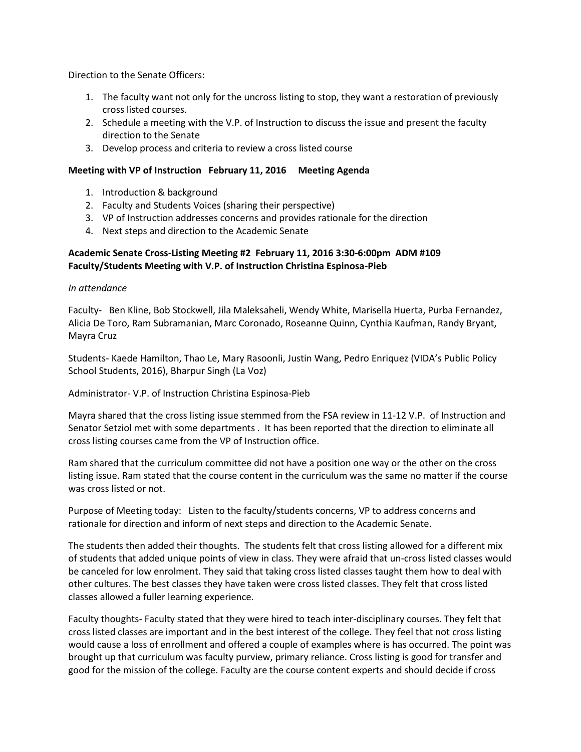Direction to the Senate Officers:

1. The faculty want not only for the uncross listing to stop, they want a restoration of previously cross listed courses.
2. Schedule a meeting with the V.P. of Instruction to discuss the issue and present the faculty direction to the Senate
3. Develop process and criteria to review a cross listed course

**Meeting with VP of Instruction February 11, 2016 Meeting Agenda**

1. Introduction & background
2. Faculty and Students Voices (sharing their perspective)
3. VP of Instruction addresses concerns and provides rationale for the direction
4. Next steps and direction to the Academic Senate

**Academic Senate Cross-Listing Meeting #2 February 11, 2016 3:30-6:00pm ADM #109**
**Faculty/Students Meeting with V.P. of Instruction Christina Espinosa-Pieb**

*In attendance*

Faculty- Ben Kline, Bob Stockwell, Jila Maleksaheli, Wendy White, Marisella Huerta, Purba Fernandez, Alicia De Toro, Ram Subramanian, Marc Coronado, Roseanne Quinn, Cynthia Kaufman, Randy Bryant, Mayra Cruz

Students- Kaede Hamilton, Thao Le, Mary Rasoonli, Justin Wang, Pedro Enriquez (VIDA's Public Policy School Students, 2016), Bharpur Singh (La Voz)

Administrator- V.P. of Instruction Christina Espinosa-Pieb

Mayra shared that the cross listing issue stemmed from the FSA review in 11-12 V.P. of Instruction and Senator Setziol met with some departments . It has been reported that the direction to eliminate all cross listing courses came from the VP of Instruction office.

Ram shared that the curriculum committee did not have a position one way or the other on the cross listing issue. Ram stated that the course content in the curriculum was the same no matter if the course was cross listed or not.

Purpose of Meeting today: Listen to the faculty/students concerns, VP to address concerns and rationale for direction and inform of next steps and direction to the Academic Senate.

The students then added their thoughts. The students felt that cross listing allowed for a different mix of students that added unique points of view in class. They were afraid that un-cross listed classes would be canceled for low enrolment. They said that taking cross listed classes taught them how to deal with other cultures. The best classes they have taken were cross listed classes. They felt that cross listed classes allowed a fuller learning experience.

Faculty thoughts- Faculty stated that they were hired to teach inter-disciplinary courses. They felt that cross listed classes are important and in the best interest of the college. They feel that not cross listing would cause a loss of enrollment and offered a couple of examples where is has occurred. The point was brought up that curriculum was faculty purview, primary reliance. Cross listing is good for transfer and good for the mission of the college. Faculty are the course content experts and should decide if cross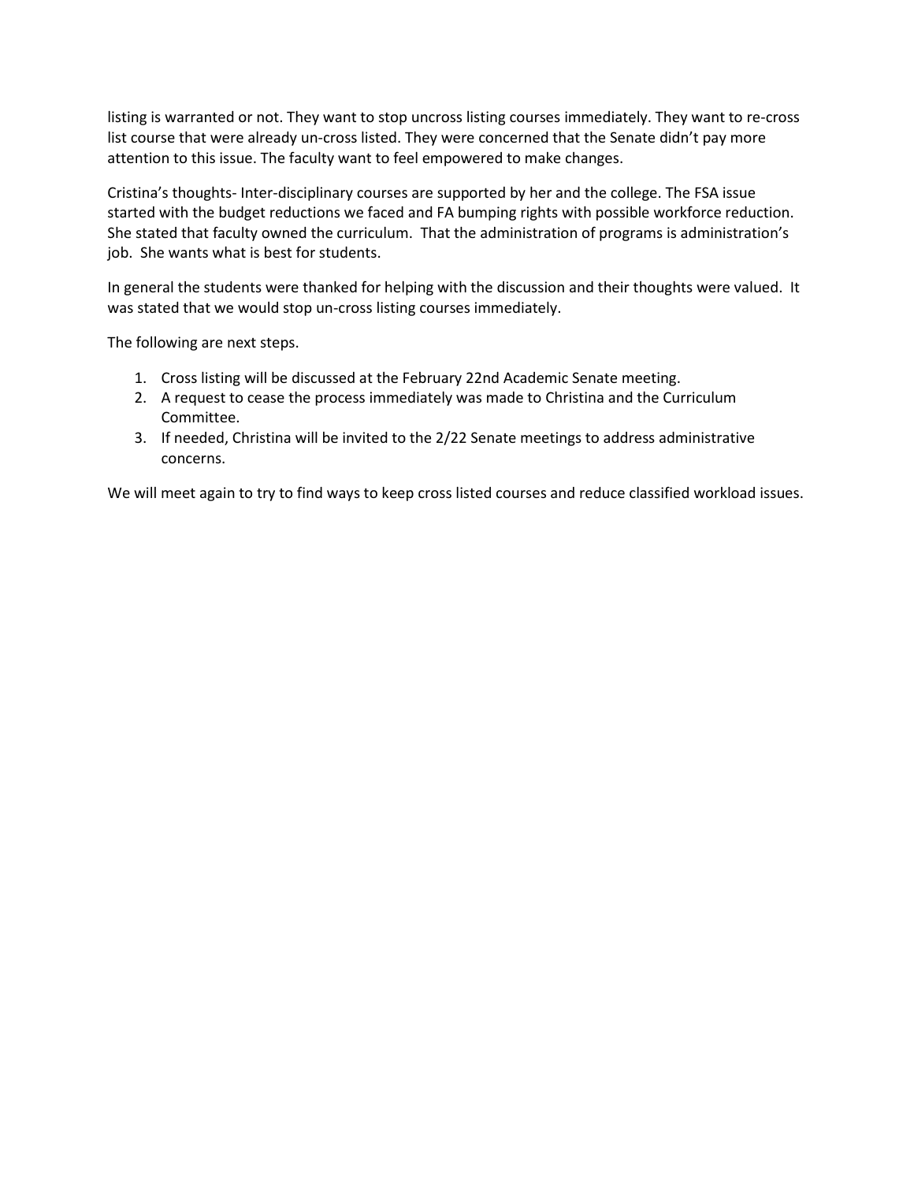listing is warranted or not. They want to stop uncross listing courses immediately. They want to re-cross list course that were already un-cross listed. They were concerned that the Senate didn't pay more attention to this issue. The faculty want to feel empowered to make changes.

Cristina's thoughts- Inter-disciplinary courses are supported by her and the college. The FSA issue started with the budget reductions we faced and FA bumping rights with possible workforce reduction. She stated that faculty owned the curriculum. That the administration of programs is administration's job. She wants what is best for students.

In general the students were thanked for helping with the discussion and their thoughts were valued. It was stated that we would stop un-cross listing courses immediately.

The following are next steps.

1. Cross listing will be discussed at the February 22nd Academic Senate meeting.
2. A request to cease the process immediately was made to Christina and the Curriculum Committee.
3. If needed, Christina will be invited to the 2/22 Senate meetings to address administrative concerns.

We will meet again to try to find ways to keep cross listed courses and reduce classified workload issues.